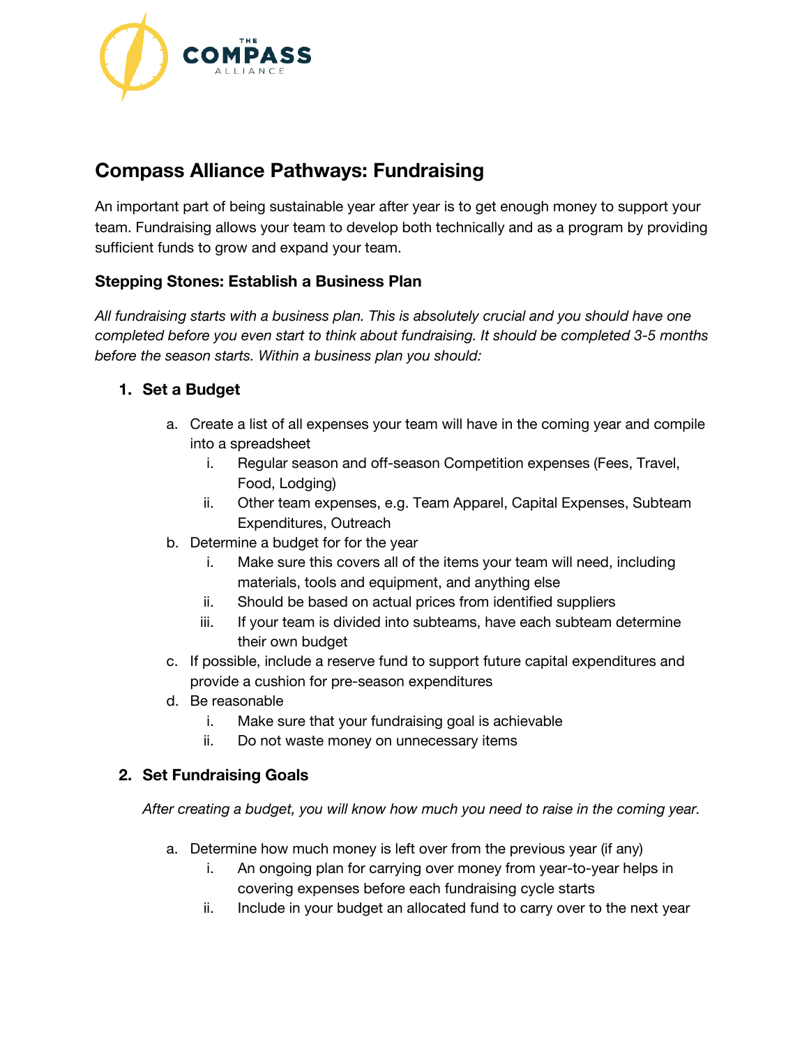# Compass Alliance Pathways: Fundraising

An important part of being sustainable year after year is to get enough money to support your team. Fundraising allows your team to develop both technically and as a program by providing sufficient funds to grow and expand your team.

### Stepping Stones: Establish a Business Plan

*All fundraising starts with a business plan. This is absolutely crucial and you should have one completed before you even start to think about fundraising. It should be completed 3-5 months before the season starts. Within a business plan you should:*

1. **Set a Budget**
    a. Create a list of all expenses your team will have in the coming year and compile into a spreadsheet
        i. Regular season and off-season Competition expenses (Fees, Travel, Food, Lodging)
        ii. Other team expenses, e.g. Team Apparel, Capital Expenses, Subteam Expenditures, Outreach
    b. Determine a budget for for the year
        i. Make sure this covers all of the items your team will need, including materials, tools and equipment, and anything else
        ii. Should be based on actual prices from identified suppliers
        iii. If your team is divided into subteams, have each subteam determine their own budget
    c. If possible, include a reserve fund to support future capital expenditures and provide a cushion for pre-season expenditures
    d. Be reasonable
        i. Make sure that your fundraising goal is achievable
        ii. Do not waste money on unnecessary items

2. **Set Fundraising Goals**

    *After creating a budget, you will know how much you need to raise in the coming year.*

    a. Determine how much money is left over from the previous year (if any)
        i. An ongoing plan for carrying over money from year-to-year helps in covering expenses before each fundraising cycle starts
        ii. Include in your budget an allocated fund to carry over to the next year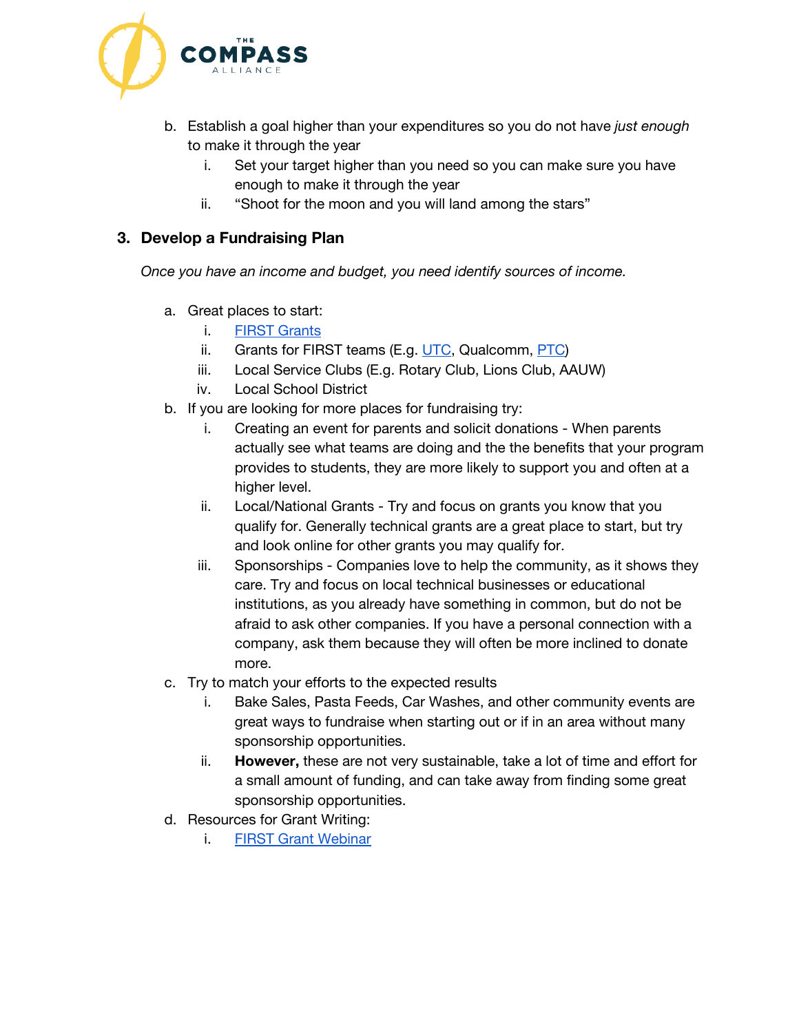b. Establish a goal higher than your expenditures so you do not have *just enough* to make it through the year
   i. Set your target higher than you need so you can make sure you have enough to make it through the year
   ii. "Shoot for the moon and you will land among the stars"

## 3. Develop a Fundraising Plan

*Once you have an income and budget, you need identify sources of income.*

a. Great places to start:
   i. FIRST Grants
   ii. Grants for FIRST teams (E.g. UTC, Qualcomm, PTC)
   iii. Local Service Clubs (E.g. Rotary Club, Lions Club, AAUW)
   iv. Local School District
b. If you are looking for more places for fundraising try:
   i. Creating an event for parents and solicit donations - When parents actually see what teams are doing and the the benefits that your program provides to students, they are more likely to support you and often at a higher level.
   ii. Local/National Grants - Try and focus on grants you know that you qualify for. Generally technical grants are a great place to start, but try and look online for other grants you may qualify for.
   iii. Sponsorships - Companies love to help the community, as it shows they care. Try and focus on local technical businesses or educational institutions, as you already have something in common, but do not be afraid to ask other companies. If you have a personal connection with a company, ask them because they will often be more inclined to donate more.
c. Try to match your efforts to the expected results
   i. Bake Sales, Pasta Feeds, Car Washes, and other community events are great ways to fundraise when starting out or if in an area without many sponsorship opportunities.
   ii. **However,** these are not very sustainable, take a lot of time and effort for a small amount of funding, and can take away from finding some great sponsorship opportunities.
d. Resources for Grant Writing:
   i. FIRST Grant Webinar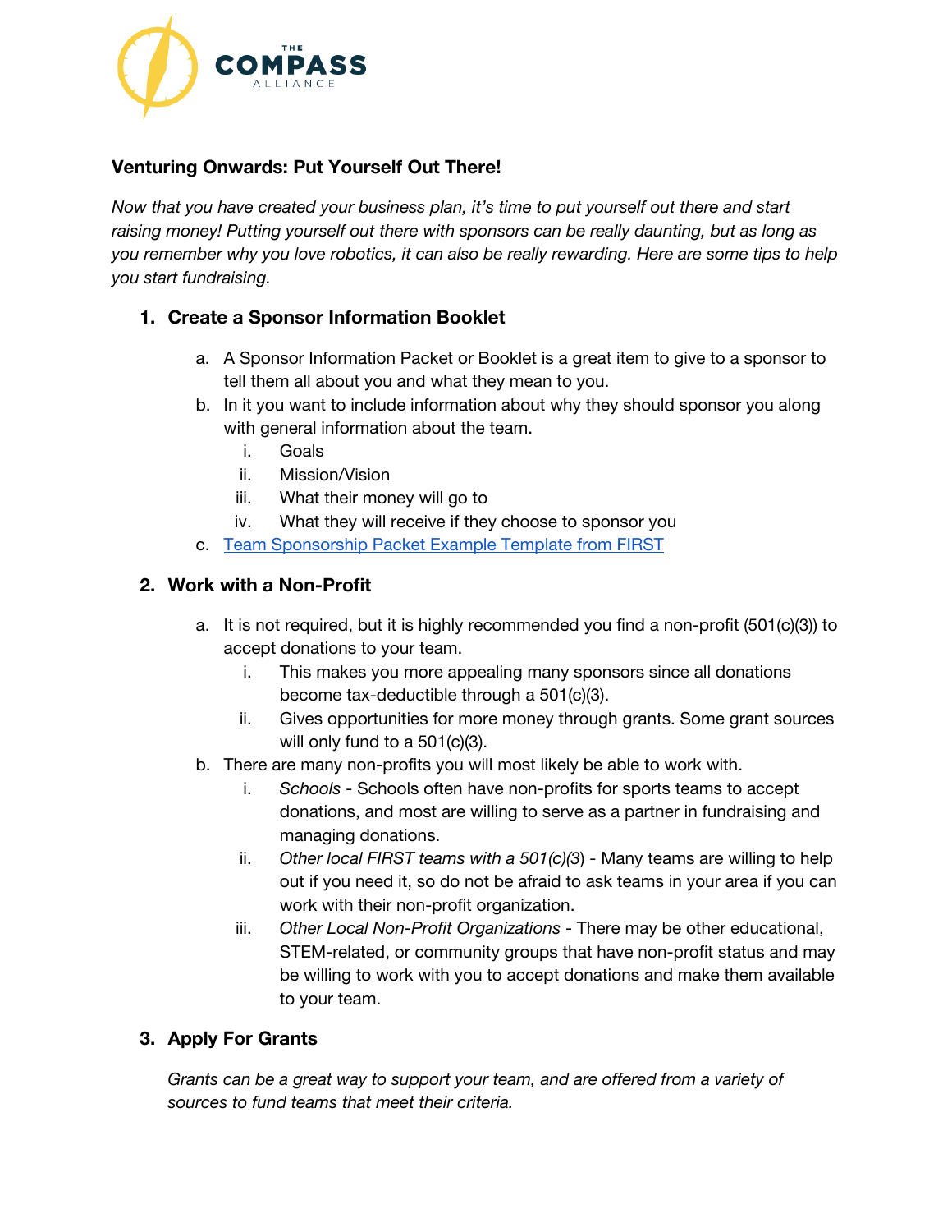## Venturing Onwards: Put Yourself Out There!

*Now that you have created your business plan, it's time to put yourself out there and start raising money! Putting yourself out there with sponsors can be really daunting, but as long as you remember why you love robotics, it can also be really rewarding. Here are some tips to help you start fundraising.*

### 1. Create a Sponsor Information Booklet

a. A Sponsor Information Packet or Booklet is a great item to give to a sponsor to tell them all about you and what they mean to you.

b. In it you want to include information about why they should sponsor you along with general information about the team.

   i. Goals

   ii. Mission/Vision

   iii. What their money will go to

   iv. What they will receive if they choose to sponsor you

c. Team Sponsorship Packet Example Template from FIRST

### 2. Work with a Non-Profit

a. It is not required, but it is highly recommended you find a non-profit (501(c)(3)) to accept donations to your team.

   i. This makes you more appealing many sponsors since all donations become tax-deductible through a 501(c)(3).

   ii. Gives opportunities for more money through grants. Some grant sources will only fund to a 501(c)(3).

b. There are many non-profits you will most likely be able to work with.

   i. *Schools* - Schools often have non-profits for sports teams to accept donations, and most are willing to serve as a partner in fundraising and managing donations.

   ii. *Other local FIRST teams with a 501(c)(3*) - Many teams are willing to help out if you need it, so do not be afraid to ask teams in your area if you can work with their non-profit organization.

   iii. *Other Local Non-Profit Organizations* - There may be other educational, STEM-related, or community groups that have non-profit status and may be willing to work with you to accept donations and make them available to your team.

### 3. Apply For Grants

*Grants can be a great way to support your team, and are offered from a variety of sources to fund teams that meet their criteria.*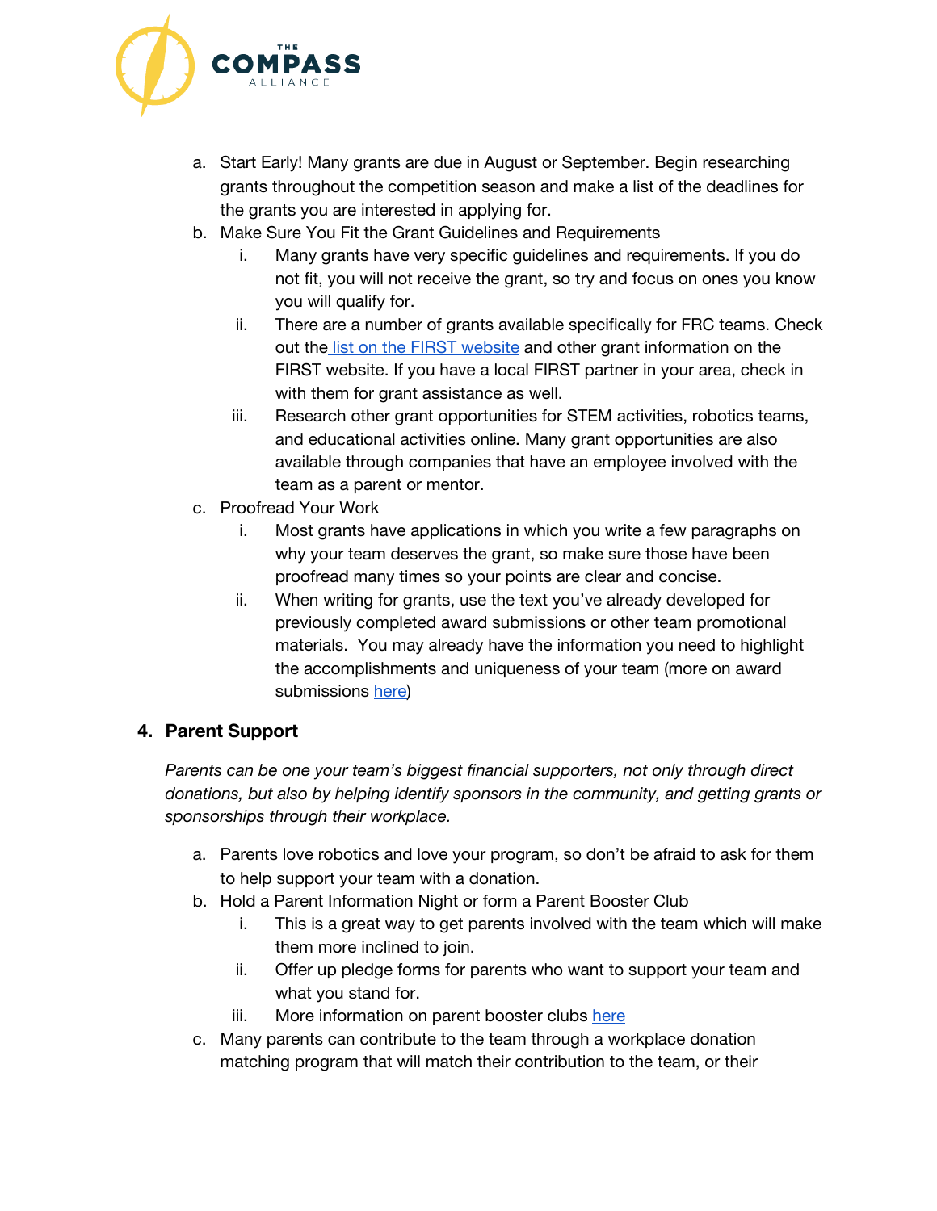a. Start Early! Many grants are due in August or September. Begin researching grants throughout the competition season and make a list of the deadlines for the grants you are interested in applying for.
b. Make Sure You Fit the Grant Guidelines and Requirements
    i. Many grants have very specific guidelines and requirements. If you do not fit, you will not receive the grant, so try and focus on ones you know you will qualify for.
    ii. There are a number of grants available specifically for FRC teams. Check out the list on the FIRST website and other grant information on the FIRST website. If you have a local FIRST partner in your area, check in with them for grant assistance as well.
    iii. Research other grant opportunities for STEM activities, robotics teams, and educational activities online. Many grant opportunities are also available through companies that have an employee involved with the team as a parent or mentor.
c. Proofread Your Work
    i. Most grants have applications in which you write a few paragraphs on why your team deserves the grant, so make sure those have been proofread many times so your points are clear and concise.
    ii. When writing for grants, use the text you've already developed for previously completed award submissions or other team promotional materials. You may already have the information you need to highlight the accomplishments and uniqueness of your team (more on award submissions here)

## 4. Parent Support

*Parents can be one your team's biggest financial supporters, not only through direct donations, but also by helping identify sponsors in the community, and getting grants or sponsorships through their workplace.*

a. Parents love robotics and love your program, so don't be afraid to ask for them to help support your team with a donation.
b. Hold a Parent Information Night or form a Parent Booster Club
    i. This is a great way to get parents involved with the team which will make them more inclined to join.
    ii. Offer up pledge forms for parents who want to support your team and what you stand for.
    iii. More information on parent booster clubs here
c. Many parents can contribute to the team through a workplace donation matching program that will match their contribution to the team, or their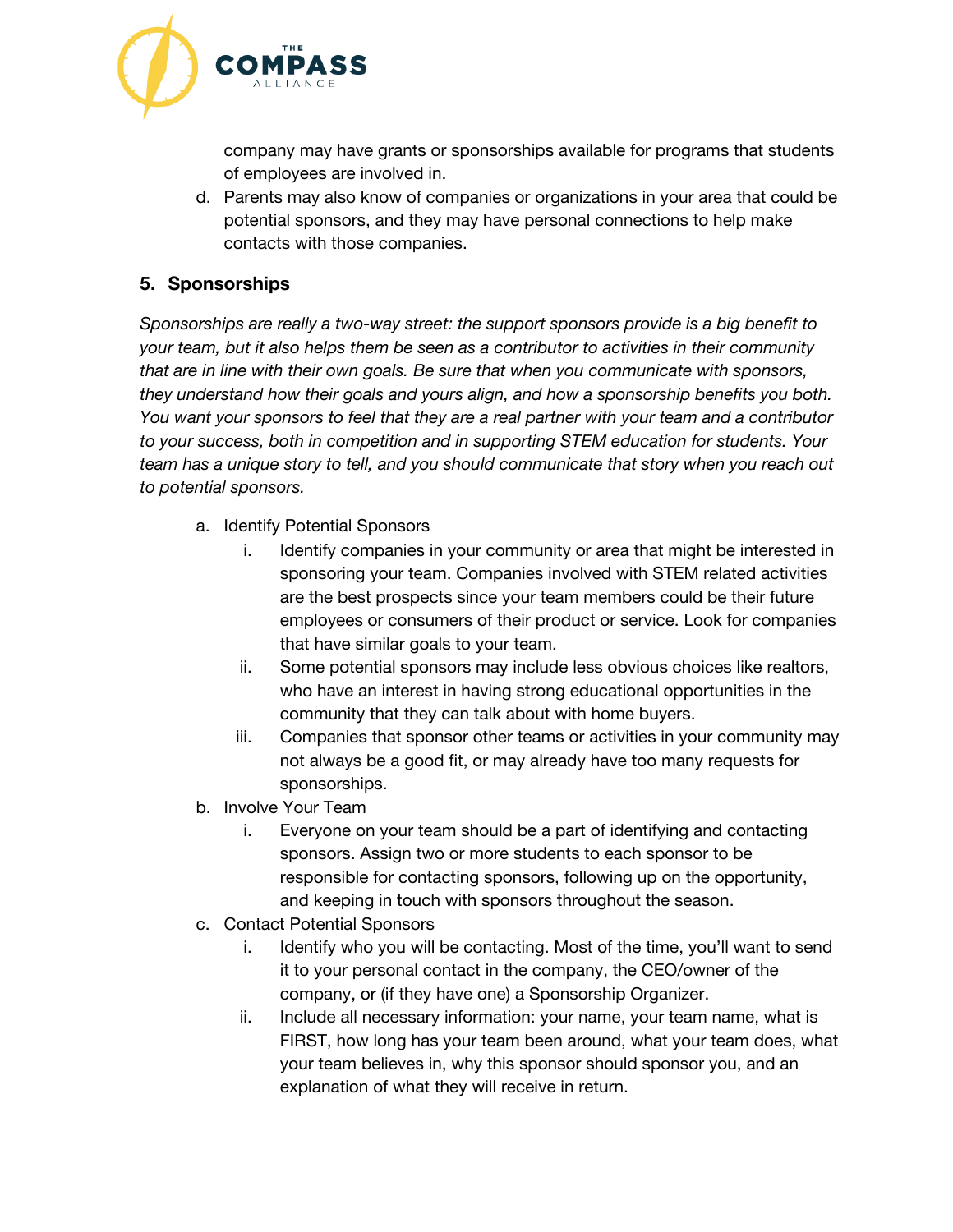company may have grants or sponsorships available for programs that students of employees are involved in.

d. Parents may also know of companies or organizations in your area that could be potential sponsors, and they may have personal connections to help make contacts with those companies.

## 5. Sponsorships

*Sponsorships are really a two-way street: the support sponsors provide is a big benefit to your team, but it also helps them be seen as a contributor to activities in their community that are in line with their own goals. Be sure that when you communicate with sponsors, they understand how their goals and yours align, and how a sponsorship benefits you both. You want your sponsors to feel that they are a real partner with your team and a contributor to your success, both in competition and in supporting STEM education for students. Your team has a unique story to tell, and you should communicate that story when you reach out to potential sponsors.*

a. Identify Potential Sponsors
   i. Identify companies in your community or area that might be interested in sponsoring your team. Companies involved with STEM related activities are the best prospects since your team members could be their future employees or consumers of their product or service. Look for companies that have similar goals to your team.
   ii. Some potential sponsors may include less obvious choices like realtors, who have an interest in having strong educational opportunities in the community that they can talk about with home buyers.
   iii. Companies that sponsor other teams or activities in your community may not always be a good fit, or may already have too many requests for sponsorships.

b. Involve Your Team
   i. Everyone on your team should be a part of identifying and contacting sponsors. Assign two or more students to each sponsor to be responsible for contacting sponsors, following up on the opportunity, and keeping in touch with sponsors throughout the season.

c. Contact Potential Sponsors
   i. Identify who you will be contacting. Most of the time, you'll want to send it to your personal contact in the company, the CEO/owner of the company, or (if they have one) a Sponsorship Organizer.
   ii. Include all necessary information: your name, your team name, what is FIRST, how long has your team been around, what your team does, what your team believes in, why this sponsor should sponsor you, and an explanation of what they will receive in return.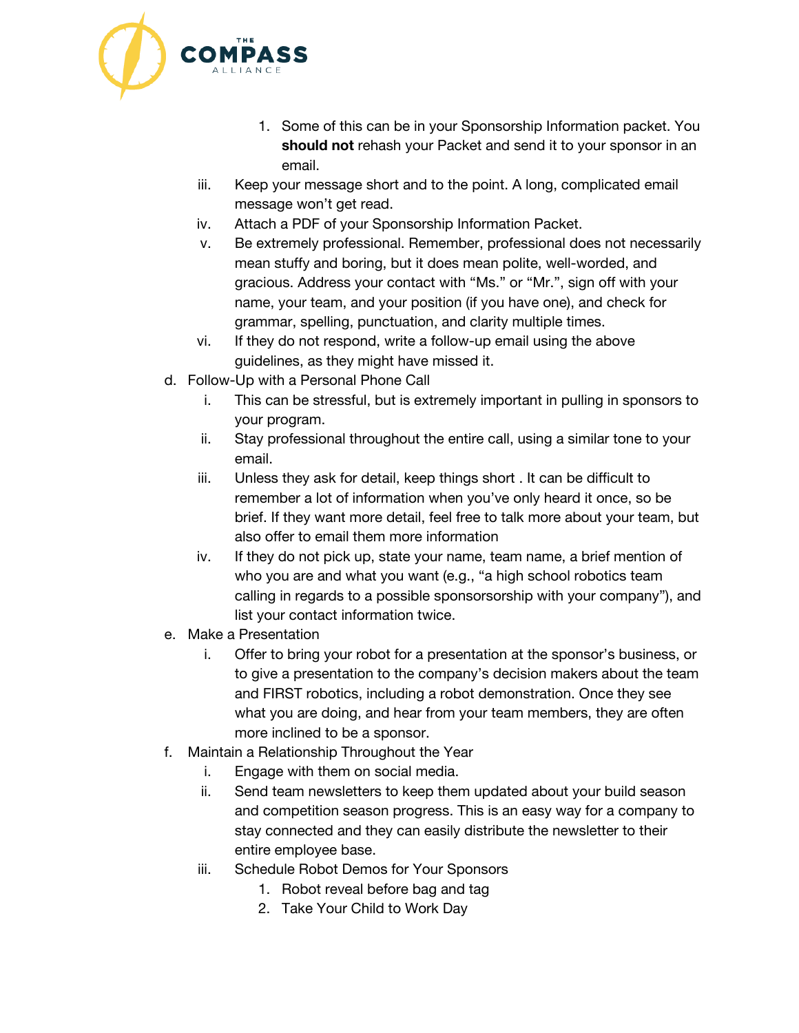1. Some of this can be in your Sponsorship Information packet. You **should not** rehash your Packet and send it to your sponsor in an email.

iii. Keep your message short and to the point. A long, complicated email message won't get read.

iv. Attach a PDF of your Sponsorship Information Packet.

v. Be extremely professional. Remember, professional does not necessarily mean stuffy and boring, but it does mean polite, well-worded, and gracious. Address your contact with "Ms." or "Mr.", sign off with your name, your team, and your position (if you have one), and check for grammar, spelling, punctuation, and clarity multiple times.

vi. If they do not respond, write a follow-up email using the above guidelines, as they might have missed it.

d. Follow-Up with a Personal Phone Call

   i. This can be stressful, but is extremely important in pulling in sponsors to your program.

   ii. Stay professional throughout the entire call, using a similar tone to your email.

   iii. Unless they ask for detail, keep things short . It can be difficult to remember a lot of information when you've only heard it once, so be brief. If they want more detail, feel free to talk more about your team, but also offer to email them more information

   iv. If they do not pick up, state your name, team name, a brief mention of who you are and what you want (e.g., "a high school robotics team calling in regards to a possible sponsorsorship with your company"), and list your contact information twice.

e. Make a Presentation

   i. Offer to bring your robot for a presentation at the sponsor's business, or to give a presentation to the company's decision makers about the team and FIRST robotics, including a robot demonstration. Once they see what you are doing, and hear from your team members, they are often more inclined to be a sponsor.

f. Maintain a Relationship Throughout the Year

   i. Engage with them on social media.

   ii. Send team newsletters to keep them updated about your build season and competition season progress. This is an easy way for a company to stay connected and they can easily distribute the newsletter to their entire employee base.

   iii. Schedule Robot Demos for Your Sponsors

      1. Robot reveal before bag and tag
      2. Take Your Child to Work Day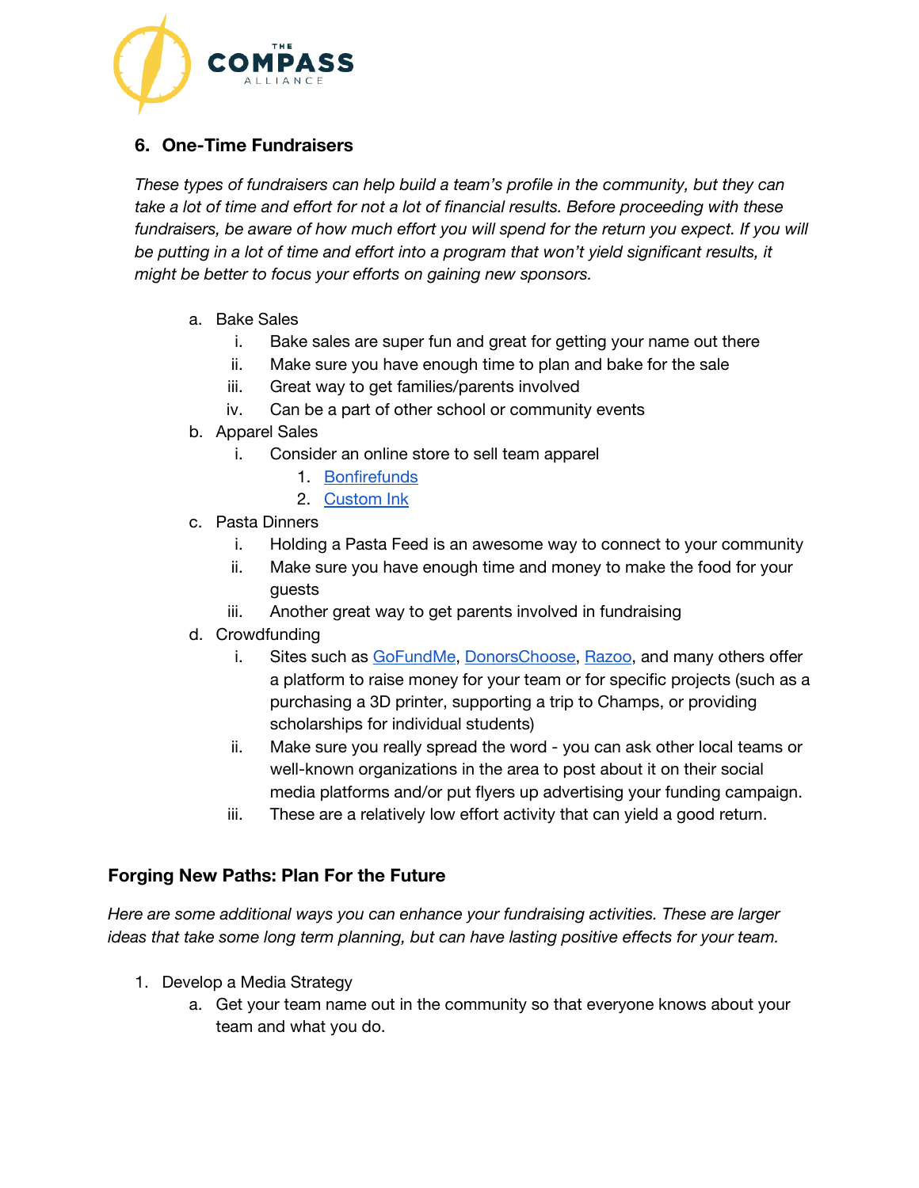### 6. One-Time Fundraisers

*These types of fundraisers can help build a team's profile in the community, but they can take a lot of time and effort for not a lot of financial results. Before proceeding with these fundraisers, be aware of how much effort you will spend for the return you expect. If you will be putting in a lot of time and effort into a program that won't yield significant results, it might be better to focus your efforts on gaining new sponsors.*

a. Bake Sales
   i. Bake sales are super fun and great for getting your name out there
   ii. Make sure you have enough time to plan and bake for the sale
   iii. Great way to get families/parents involved
   iv. Can be a part of other school or community events
b. Apparel Sales
   i. Consider an online store to sell team apparel
      1. Bonfirefunds
      2. Custom Ink
c. Pasta Dinners
   i. Holding a Pasta Feed is an awesome way to connect to your community
   ii. Make sure you have enough time and money to make the food for your guests
   iii. Another great way to get parents involved in fundraising
d. Crowdfunding
   i. Sites such as GoFundMe, DonorsChoose, Razoo, and many others offer a platform to raise money for your team or for specific projects (such as a purchasing a 3D printer, supporting a trip to Champs, or providing scholarships for individual students)
   ii. Make sure you really spread the word - you can ask other local teams or well-known organizations in the area to post about it on their social media platforms and/or put flyers up advertising your funding campaign.
   iii. These are a relatively low effort activity that can yield a good return.

## Forging New Paths: Plan For the Future

*Here are some additional ways you can enhance your fundraising activities. These are larger ideas that take some long term planning, but can have lasting positive effects for your team.*

1. Develop a Media Strategy
   a. Get your team name out in the community so that everyone knows about your team and what you do.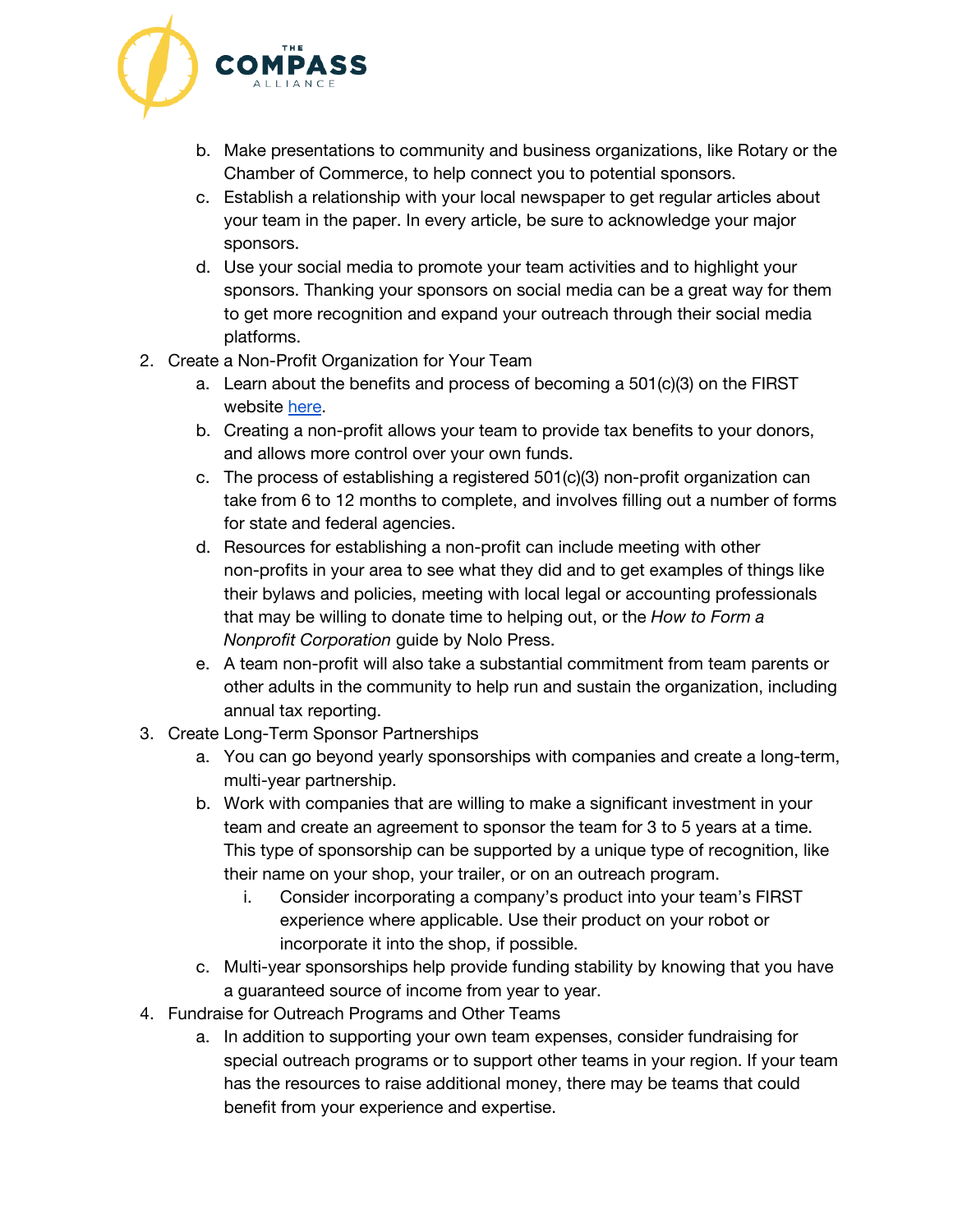b. Make presentations to community and business organizations, like Rotary or the Chamber of Commerce, to help connect you to potential sponsors.
   c. Establish a relationship with your local newspaper to get regular articles about your team in the paper. In every article, be sure to acknowledge your major sponsors.
   d. Use your social media to promote your team activities and to highlight your sponsors. Thanking your sponsors on social media can be a great way for them to get more recognition and expand your outreach through their social media platforms.

2. Create a Non-Profit Organization for Your Team
   a. Learn about the benefits and process of becoming a 501(c)(3) on the FIRST website [here](#).
   b. Creating a non-profit allows your team to provide tax benefits to your donors, and allows more control over your own funds.
   c. The process of establishing a registered 501(c)(3) non-profit organization can take from 6 to 12 months to complete, and involves filling out a number of forms for state and federal agencies.
   d. Resources for establishing a non-profit can include meeting with other non-profits in your area to see what they did and to get examples of things like their bylaws and policies, meeting with local legal or accounting professionals that may be willing to donate time to helping out, or the *How to Form a Nonprofit Corporation* guide by Nolo Press.
   e. A team non-profit will also take a substantial commitment from team parents or other adults in the community to help run and sustain the organization, including annual tax reporting.

3. Create Long-Term Sponsor Partnerships
   a. You can go beyond yearly sponsorships with companies and create a long-term, multi-year partnership.
   b. Work with companies that are willing to make a significant investment in your team and create an agreement to sponsor the team for 3 to 5 years at a time. This type of sponsorship can be supported by a unique type of recognition, like their name on your shop, your trailer, or on an outreach program.
      i. Consider incorporating a company's product into your team's FIRST experience where applicable. Use their product on your robot or incorporate it into the shop, if possible.
   c. Multi-year sponsorships help provide funding stability by knowing that you have a guaranteed source of income from year to year.

4. Fundraise for Outreach Programs and Other Teams
   a. In addition to supporting your own team expenses, consider fundraising for special outreach programs or to support other teams in your region. If your team has the resources to raise additional money, there may be teams that could benefit from your experience and expertise.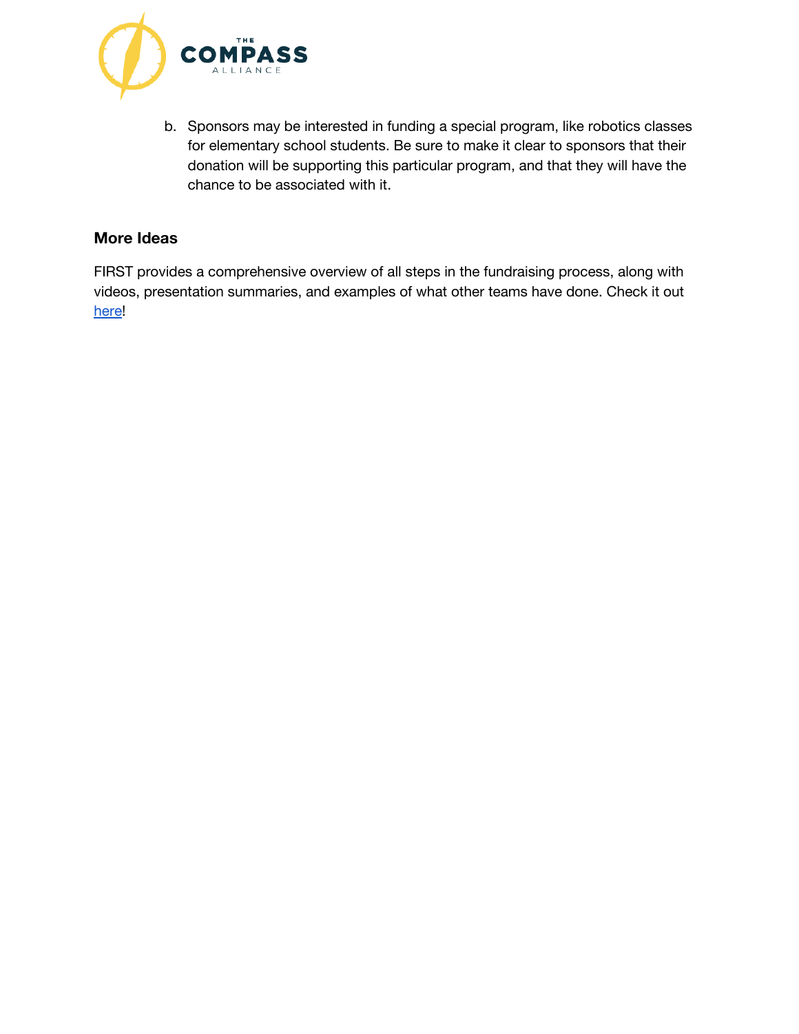b. Sponsors may be interested in funding a special program, like robotics classes for elementary school students. Be sure to make it clear to sponsors that their donation will be supporting this particular program, and that they will have the chance to be associated with it.

## More Ideas

FIRST provides a comprehensive overview of all steps in the fundraising process, along with videos, presentation summaries, and examples of what other teams have done. Check it out here!